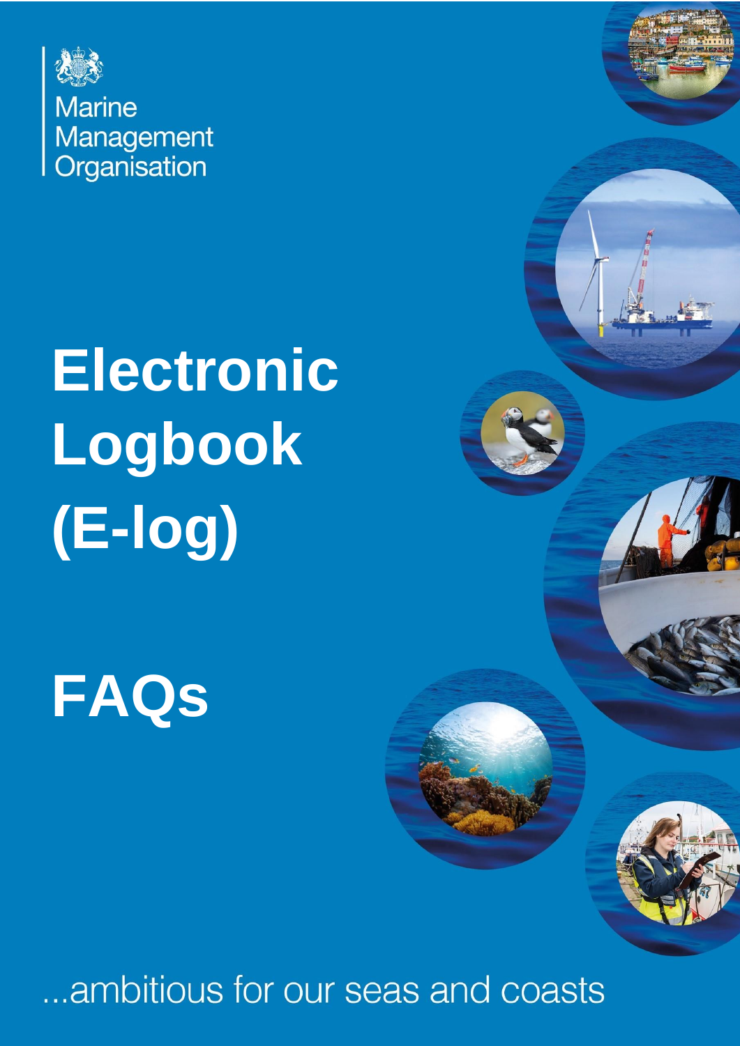Marine Management Organisation

# Electronic Logbook (E-log)

# FAQs

...ambitious for our seas and coasts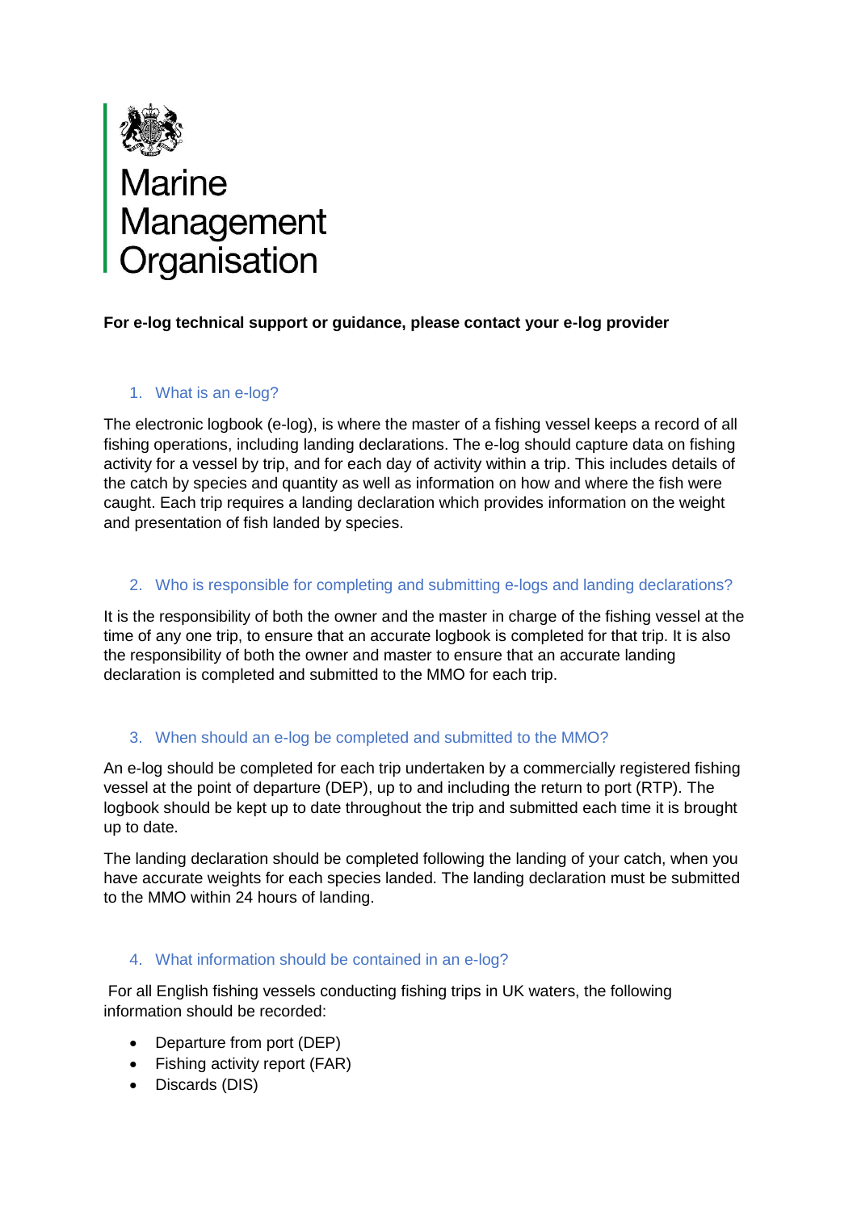Marine Management Organisation

**For e-log technical support or guidance, please contact your e-log provider**

## 1. What is an e-log?

The electronic logbook (e-log), is where the master of a fishing vessel keeps a record of all fishing operations, including landing declarations. The e-log should capture data on fishing activity for a vessel by trip, and for each day of activity within a trip. This includes details of the catch by species and quantity as well as information on how and where the fish were caught. Each trip requires a landing declaration which provides information on the weight and presentation of fish landed by species.

## 2. Who is responsible for completing and submitting e-logs and landing declarations?

It is the responsibility of both the owner and the master in charge of the fishing vessel at the time of any one trip, to ensure that an accurate logbook is completed for that trip. It is also the responsibility of both the owner and master to ensure that an accurate landing declaration is completed and submitted to the MMO for each trip.

## 3. When should an e-log be completed and submitted to the MMO?

An e-log should be completed for each trip undertaken by a commercially registered fishing vessel at the point of departure (DEP), up to and including the return to port (RTP). The logbook should be kept up to date throughout the trip and submitted each time it is brought up to date.

The landing declaration should be completed following the landing of your catch, when you have accurate weights for each species landed. The landing declaration must be submitted to the MMO within 24 hours of landing.

## 4. What information should be contained in an e-log?

For all English fishing vessels conducting fishing trips in UK waters, the following information should be recorded:

- Departure from port (DEP)
- Fishing activity report (FAR)
- Discards (DIS)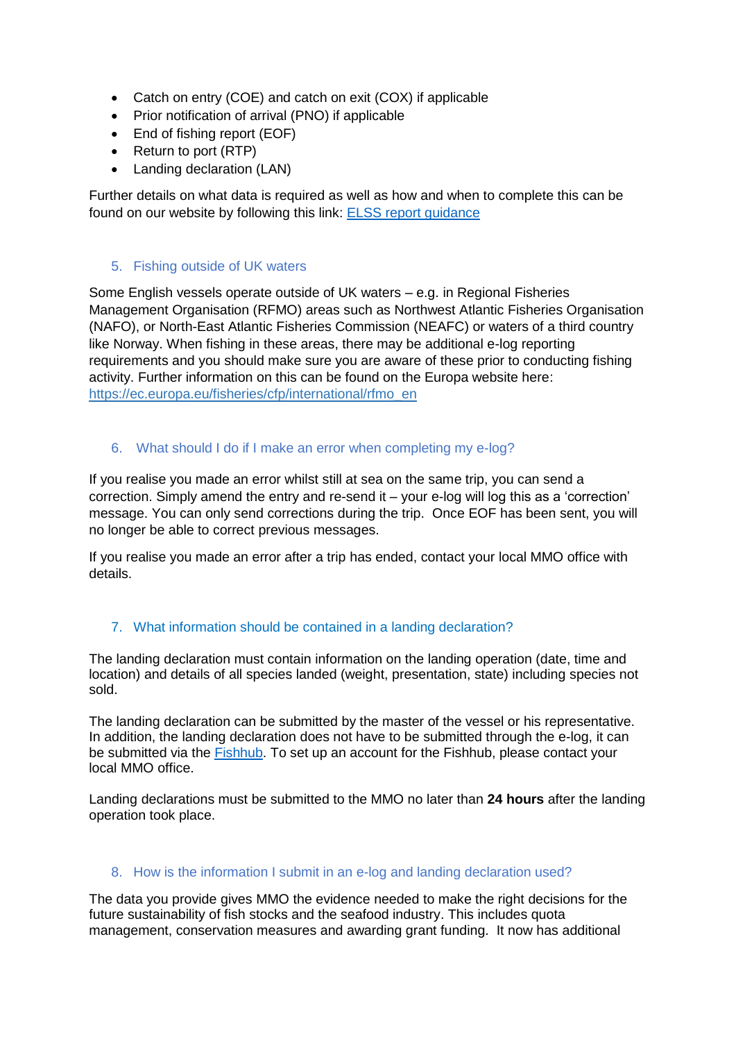- Catch on entry (COE) and catch on exit (COX) if applicable
- Prior notification of arrival (PNO) if applicable
- End of fishing report (EOF)
- Return to port (RTP)
- Landing declaration (LAN)

Further details on what data is required as well as how and when to complete this can be found on our website by following this link: [ELSS report guidance]()

## 5. Fishing outside of UK waters

Some English vessels operate outside of UK waters – e.g. in Regional Fisheries Management Organisation (RFMO) areas such as Northwest Atlantic Fisheries Organisation (NAFO), or North-East Atlantic Fisheries Commission (NEAFC) or waters of a third country like Norway. When fishing in these areas, there may be additional e-log reporting requirements and you should make sure you are aware of these prior to conducting fishing activity. Further information on this can be found on the Europa website here: [https://ec.europa.eu/fisheries/cfp/international/rfmo_en](https://ec.europa.eu/fisheries/cfp/international/rfmo_en)

## 6. What should I do if I make an error when completing my e-log?

If you realise you made an error whilst still at sea on the same trip, you can send a correction. Simply amend the entry and re-send it – your e-log will log this as a 'correction' message. You can only send corrections during the trip. Once EOF has been sent, you will no longer be able to correct previous messages.

If you realise you made an error after a trip has ended, contact your local MMO office with details.

## 7. What information should be contained in a landing declaration?

The landing declaration must contain information on the landing operation (date, time and location) and details of all species landed (weight, presentation, state) including species not sold.

The landing declaration can be submitted by the master of the vessel or his representative. In addition, the landing declaration does not have to be submitted through the e-log, it can be submitted via the [Fishhub](). To set up an account for the Fishhub, please contact your local MMO office.

Landing declarations must be submitted to the MMO no later than **24 hours** after the landing operation took place.

## 8. How is the information I submit in an e-log and landing declaration used?

The data you provide gives MMO the evidence needed to make the right decisions for the future sustainability of fish stocks and the seafood industry. This includes quota management, conservation measures and awarding grant funding. It now has additional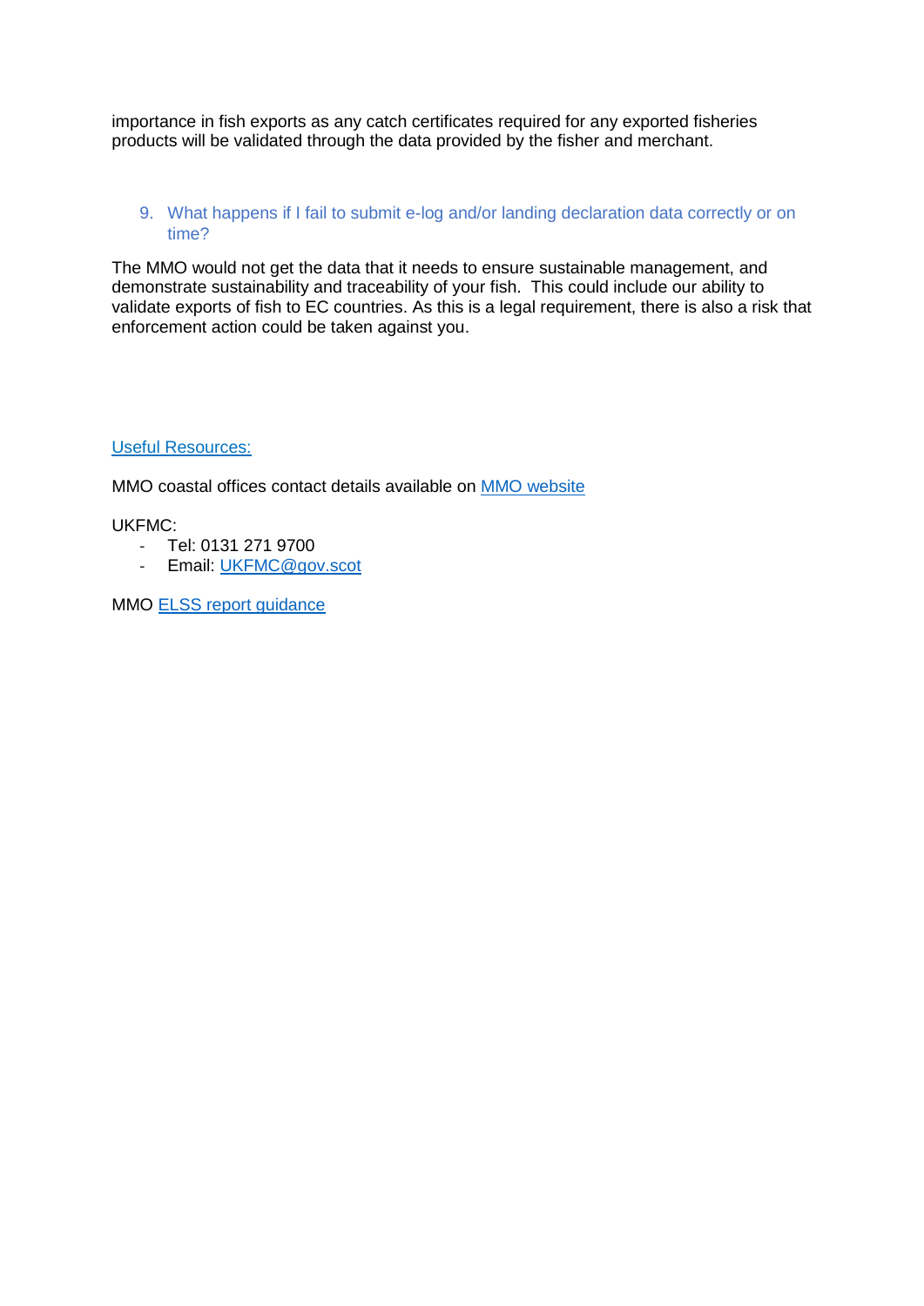importance in fish exports as any catch certificates required for any exported fisheries products will be validated through the data provided by the fisher and merchant.

### 9. What happens if I fail to submit e-log and/or landing declaration data correctly or on time?

The MMO would not get the data that it needs to ensure sustainable management, and demonstrate sustainability and traceability of your fish. This could include our ability to validate exports of fish to EC countries. As this is a legal requirement, there is also a risk that enforcement action could be taken against you.

## Useful Resources:

MMO coastal offices contact details available on MMO website

UKFMC:

- Tel: 0131 271 9700
- Email: UKFMC@gov.scot

MMO ELSS report guidance